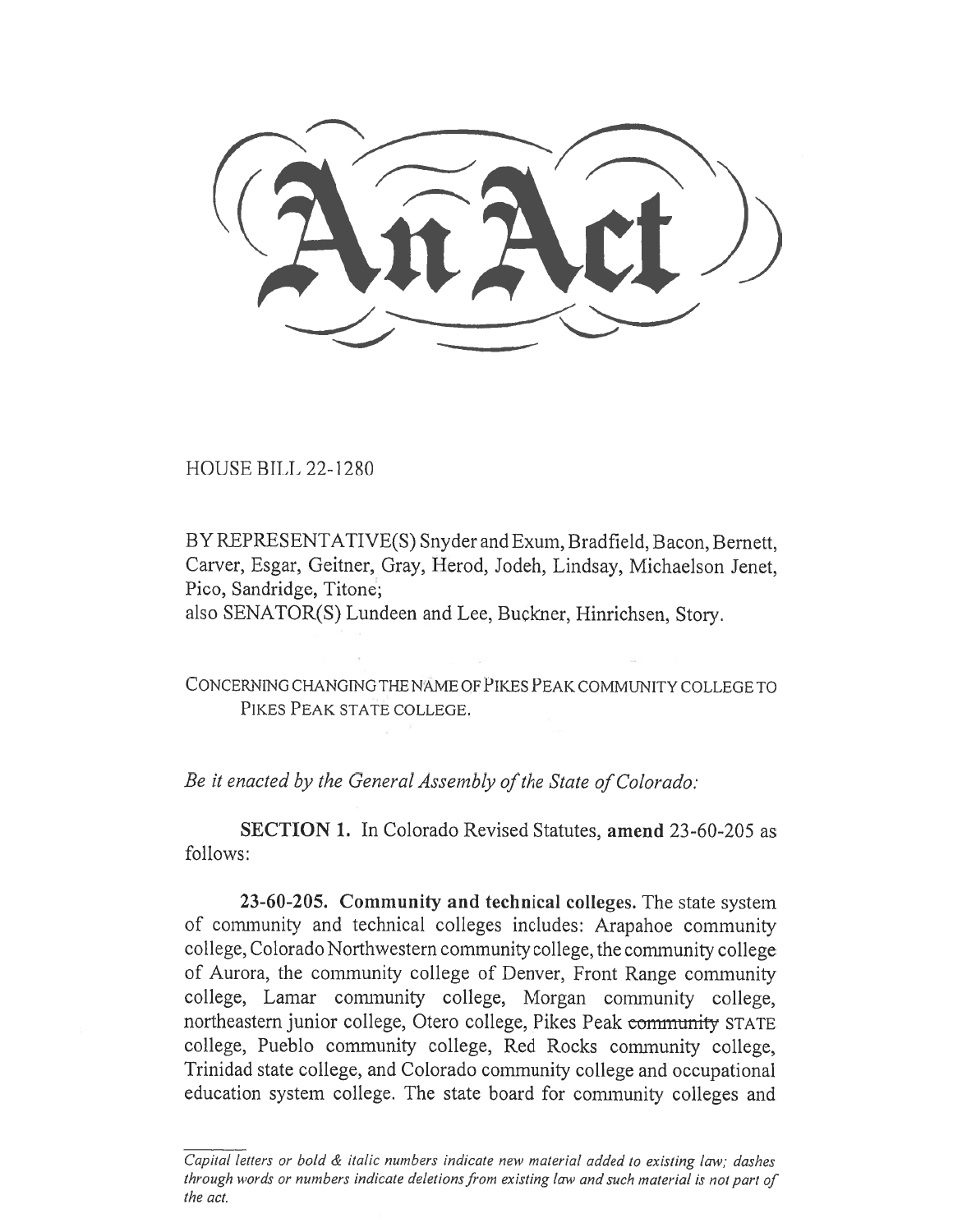# An Act

HOUSE BILL 22-1280

BY REPRESENTATIVE(S) Snyder and Exum, Bradfield, Bacon, Bernett, Carver, Esgar, Geitner, Gray, Herod, Jodeh, Lindsay, Michaelson Jenet, Pico, Sandridge, Titone;
also SENATOR(S) Lundeen and Lee, Buckner, Hinrichsen, Story.

CONCERNING CHANGING THE NAME OF PIKES PEAK COMMUNITY COLLEGE TO PIKES PEAK STATE COLLEGE.

*Be it enacted by the General Assembly of the State of Colorado:*

**SECTION 1.** In Colorado Revised Statutes, **amend** 23-60-205 as follows:

**23-60-205. Community and technical colleges.** The state system of community and technical colleges includes: Arapahoe community college, Colorado Northwestern community college, the community college of Aurora, the community college of Denver, Front Range community college, Lamar community college, Morgan community college, northeastern junior college, Otero college, Pikes Peak ~~community~~ STATE college, Pueblo community college, Red Rocks community college, Trinidad state college, and Colorado community college and occupational education system college. The state board for community colleges and

*Capital letters or bold & italic numbers indicate new material added to existing law; dashes through words or numbers indicate deletions from existing law and such material is not part of the act.*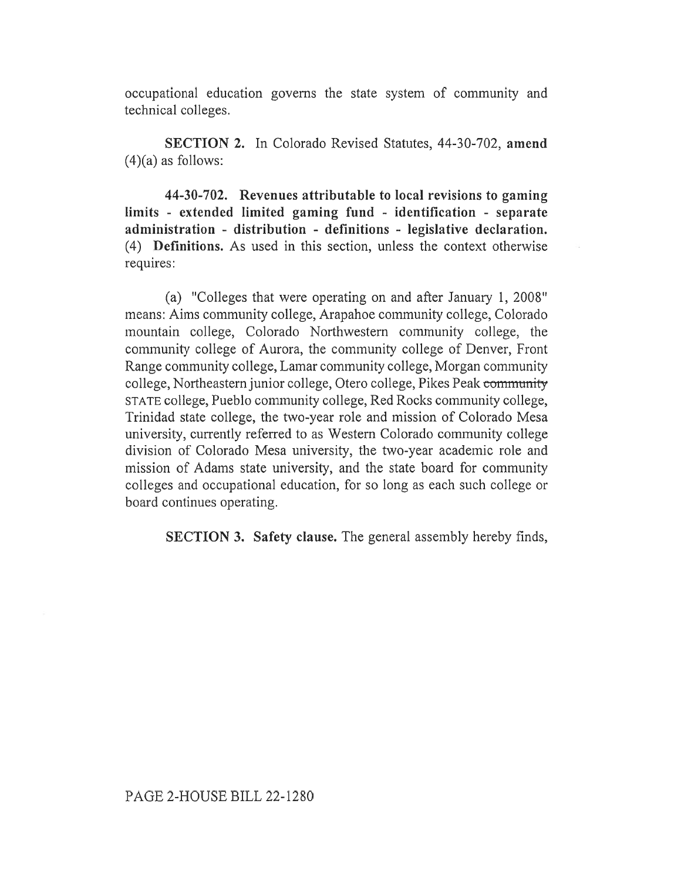occupational education governs the state system of community and technical colleges.

**SECTION 2.** In Colorado Revised Statutes, 44-30-702, **amend** (4)(a) as follows:

**44-30-702. Revenues attributable to local revisions to gaming limits - extended limited gaming fund - identification - separate administration - distribution - definitions - legislative declaration.** (4) **Definitions.** As used in this section, unless the context otherwise requires:

(a) "Colleges that were operating on and after January 1, 2008" means: Aims community college, Arapahoe community college, Colorado mountain college, Colorado Northwestern community college, the community college of Aurora, the community college of Denver, Front Range community college, Lamar community college, Morgan community college, Northeastern junior college, Otero college, Pikes Peak ~~community~~ STATE college, Pueblo community college, Red Rocks community college, Trinidad state college, the two-year role and mission of Colorado Mesa university, currently referred to as Western Colorado community college division of Colorado Mesa university, the two-year academic role and mission of Adams state university, and the state board for community colleges and occupational education, for so long as each such college or board continues operating.

**SECTION 3. Safety clause.** The general assembly hereby finds,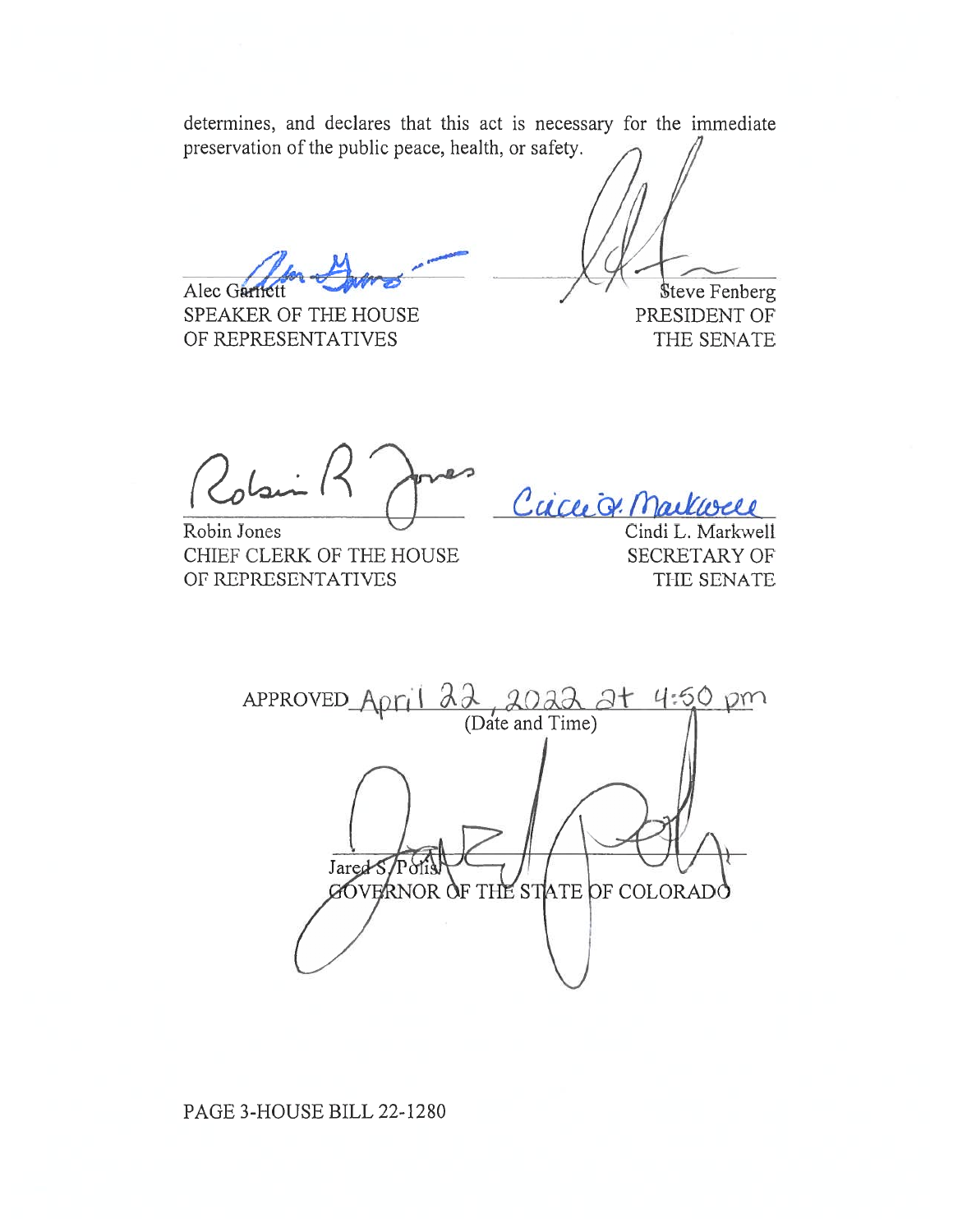determines, and declares that this act is necessary for the immediate preservation of the public peace, health, or safety.

Alec Garnett
SPEAKER OF THE HOUSE
OF REPRESENTATIVES

Steve Fenberg
PRESIDENT OF
THE SENATE

Robin Jones
CHIEF CLERK OF THE HOUSE
OF REPRESENTATIVES

Cindi L. Markwell
SECRETARY OF
THE SENATE

APPROVED April 22, 2022 at 4:50 pm
(Date and Time)

Jared S. Polis
GOVERNOR OF THE STATE OF COLORADO

PAGE 3-HOUSE BILL 22-1280